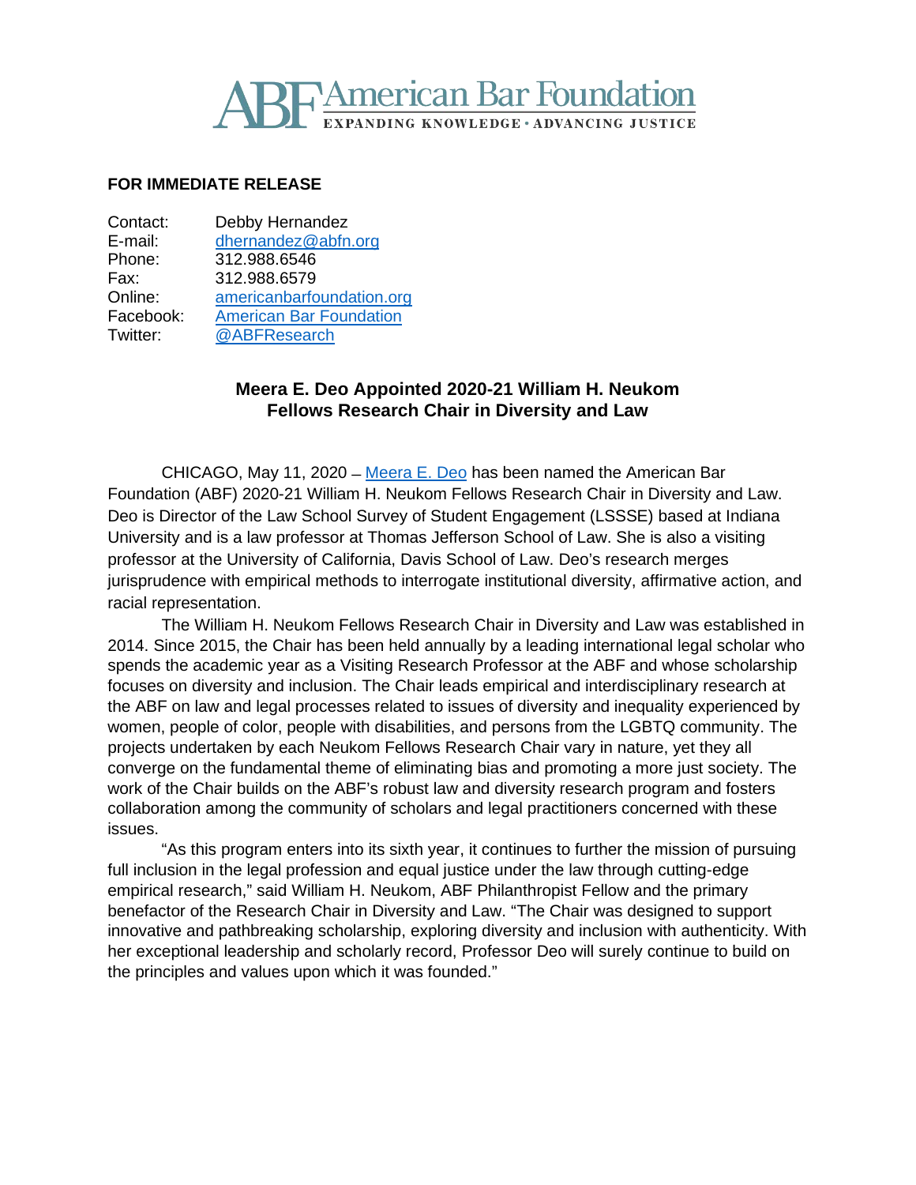American Bar Foundation
EXPANDING KNOWLEDGE • ADVANCING JUSTICE

**FOR IMMEDIATE RELEASE**

| | |
|---|---|
| Contact: | Debby Hernandez |
| E-mail: | dhernandez@abfn.org |
| Phone: | 312.988.6546 |
| Fax: | 312.988.6579 |
| Online: | americanbarfoundation.org |
| Facebook: | American Bar Foundation |
| Twitter: | @ABFResearch |

## Meera E. Deo Appointed 2020-21 William H. Neukom Fellows Research Chair in Diversity and Law

CHICAGO, May 11, 2020 – Meera E. Deo has been named the American Bar Foundation (ABF) 2020-21 William H. Neukom Fellows Research Chair in Diversity and Law. Deo is Director of the Law School Survey of Student Engagement (LSSSE) based at Indiana University and is a law professor at Thomas Jefferson School of Law. She is also a visiting professor at the University of California, Davis School of Law. Deo's research merges jurisprudence with empirical methods to interrogate institutional diversity, affirmative action, and racial representation.

The William H. Neukom Fellows Research Chair in Diversity and Law was established in 2014. Since 2015, the Chair has been held annually by a leading international legal scholar who spends the academic year as a Visiting Research Professor at the ABF and whose scholarship focuses on diversity and inclusion. The Chair leads empirical and interdisciplinary research at the ABF on law and legal processes related to issues of diversity and inequality experienced by women, people of color, people with disabilities, and persons from the LGBTQ community. The projects undertaken by each Neukom Fellows Research Chair vary in nature, yet they all converge on the fundamental theme of eliminating bias and promoting a more just society. The work of the Chair builds on the ABF's robust law and diversity research program and fosters collaboration among the community of scholars and legal practitioners concerned with these issues.

"As this program enters into its sixth year, it continues to further the mission of pursuing full inclusion in the legal profession and equal justice under the law through cutting-edge empirical research," said William H. Neukom, ABF Philanthropist Fellow and the primary benefactor of the Research Chair in Diversity and Law. "The Chair was designed to support innovative and pathbreaking scholarship, exploring diversity and inclusion with authenticity. With her exceptional leadership and scholarly record, Professor Deo will surely continue to build on the principles and values upon which it was founded."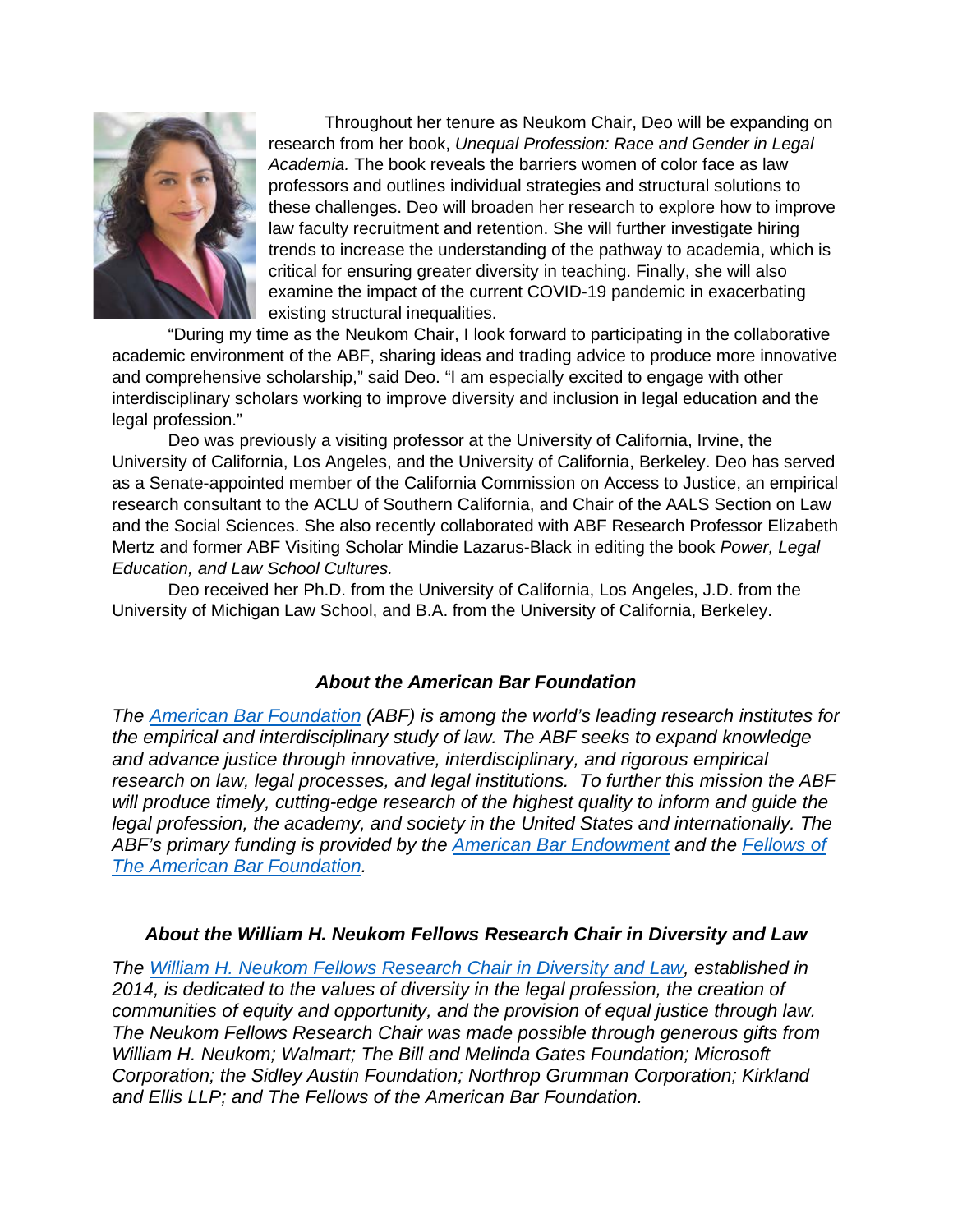Throughout her tenure as Neukom Chair, Deo will be expanding on research from her book, *Unequal Profession: Race and Gender in Legal Academia.* The book reveals the barriers women of color face as law professors and outlines individual strategies and structural solutions to these challenges. Deo will broaden her research to explore how to improve law faculty recruitment and retention. She will further investigate hiring trends to increase the understanding of the pathway to academia, which is critical for ensuring greater diversity in teaching. Finally, she will also examine the impact of the current COVID-19 pandemic in exacerbating existing structural inequalities.

"During my time as the Neukom Chair, I look forward to participating in the collaborative academic environment of the ABF, sharing ideas and trading advice to produce more innovative and comprehensive scholarship," said Deo. "I am especially excited to engage with other interdisciplinary scholars working to improve diversity and inclusion in legal education and the legal profession."

Deo was previously a visiting professor at the University of California, Irvine, the University of California, Los Angeles, and the University of California, Berkeley. Deo has served as a Senate-appointed member of the California Commission on Access to Justice, an empirical research consultant to the ACLU of Southern California, and Chair of the AALS Section on Law and the Social Sciences. She also recently collaborated with ABF Research Professor Elizabeth Mertz and former ABF Visiting Scholar Mindie Lazarus-Black in editing the book *Power, Legal Education, and Law School Cultures.*

Deo received her Ph.D. from the University of California, Los Angeles, J.D. from the University of Michigan Law School, and B.A. from the University of California, Berkeley.

### *About the American Bar Foundation*

*The American Bar Foundation (ABF) is among the world's leading research institutes for the empirical and interdisciplinary study of law. The ABF seeks to expand knowledge and advance justice through innovative, interdisciplinary, and rigorous empirical research on law, legal processes, and legal institutions. To further this mission the ABF will produce timely, cutting-edge research of the highest quality to inform and guide the legal profession, the academy, and society in the United States and internationally. The ABF's primary funding is provided by the American Bar Endowment and the Fellows of The American Bar Foundation.*

### *About the William H. Neukom Fellows Research Chair in Diversity and Law*

*The William H. Neukom Fellows Research Chair in Diversity and Law, established in 2014, is dedicated to the values of diversity in the legal profession, the creation of communities of equity and opportunity, and the provision of equal justice through law. The Neukom Fellows Research Chair was made possible through generous gifts from William H. Neukom; Walmart; The Bill and Melinda Gates Foundation; Microsoft Corporation; the Sidley Austin Foundation; Northrop Grumman Corporation; Kirkland and Ellis LLP; and The Fellows of the American Bar Foundation.*